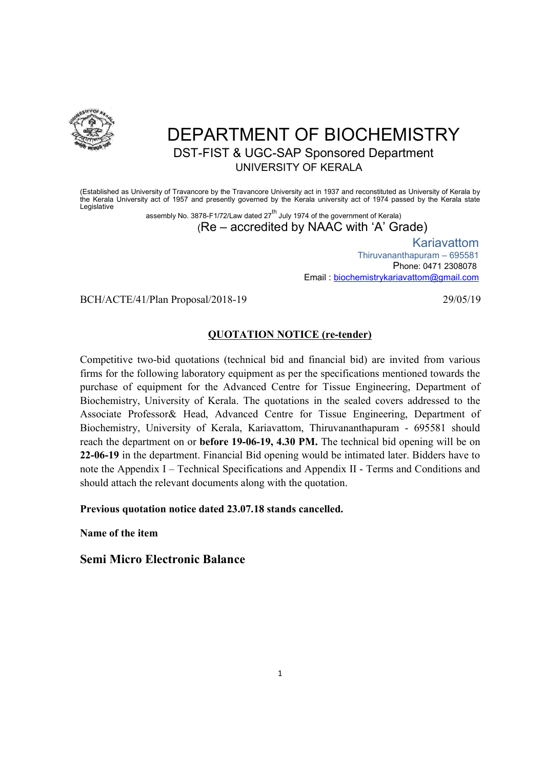# DEPARTMENT OF BIOCHEMISTRY

## DST-FIST & UGC-SAP Sponsored Department

### UNIVERSITY OF KERALA

(Established as University of Travancore by the Travancore University act in 1937 and reconstituted as University of Kerala by the Kerala University act of 1957 and presently governed by the Kerala university act of 1974 passed by the Kerala state Legislative assembly No. 3878-F1/72/Law dated 27th July 1974 of the government of Kerala)

(Re – accredited by NAAC with 'A' Grade)

Kariavattom
Thiruvananthapuram – 695581
Phone: 0471 2308078
Email : biochemistrykariavattom@gmail.com

BCH/ACTE/41/Plan Proposal/2018-19 29/05/19

**QUOTATION NOTICE (re-tender)**

Competitive two-bid quotations (technical bid and financial bid) are invited from various firms for the following laboratory equipment as per the specifications mentioned towards the purchase of equipment for the Advanced Centre for Tissue Engineering, Department of Biochemistry, University of Kerala. The quotations in the sealed covers addressed to the Associate Professor& Head, Advanced Centre for Tissue Engineering, Department of Biochemistry, University of Kerala, Kariavattom, Thiruvananthapuram - 695581 should reach the department on or **before 19-06-19, 4.30 PM.** The technical bid opening will be on **22-06-19** in the department. Financial Bid opening would be intimated later. Bidders have to note the Appendix I – Technical Specifications and Appendix II - Terms and Conditions and should attach the relevant documents along with the quotation.

**Previous quotation notice dated 23.07.18 stands cancelled.**

**Name of the item**

**Semi Micro Electronic Balance**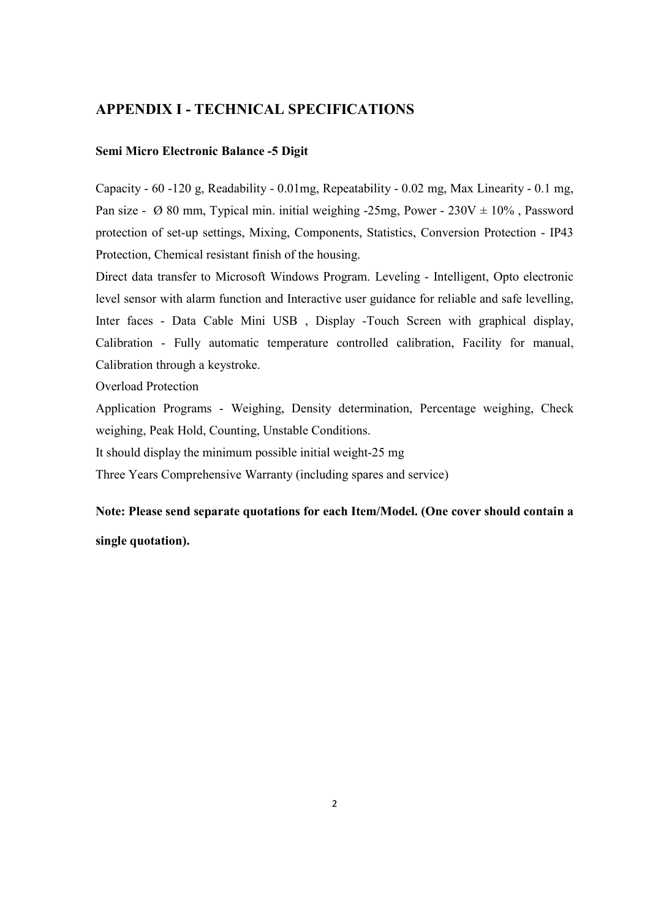## APPENDIX I - TECHNICAL SPECIFICATIONS

**Semi Micro Electronic Balance -5 Digit**

Capacity - 60 -120 g, Readability - 0.01mg, Repeatability - 0.02 mg, Max Linearity - 0.1 mg, Pan size - Ø 80 mm, Typical min. initial weighing -25mg, Power - 230V ± 10% , Password protection of set-up settings, Mixing, Components, Statistics, Conversion Protection - IP43 Protection, Chemical resistant finish of the housing.

Direct data transfer to Microsoft Windows Program. Leveling - Intelligent, Opto electronic level sensor with alarm function and Interactive user guidance for reliable and safe levelling, Inter faces - Data Cable Mini USB , Display -Touch Screen with graphical display, Calibration - Fully automatic temperature controlled calibration, Facility for manual, Calibration through a keystroke.

Overload Protection

Application Programs - Weighing, Density determination, Percentage weighing, Check weighing, Peak Hold, Counting, Unstable Conditions.

It should display the minimum possible initial weight-25 mg

Three Years Comprehensive Warranty (including spares and service)

**Note: Please send separate quotations for each Item/Model. (One cover should contain a single quotation).**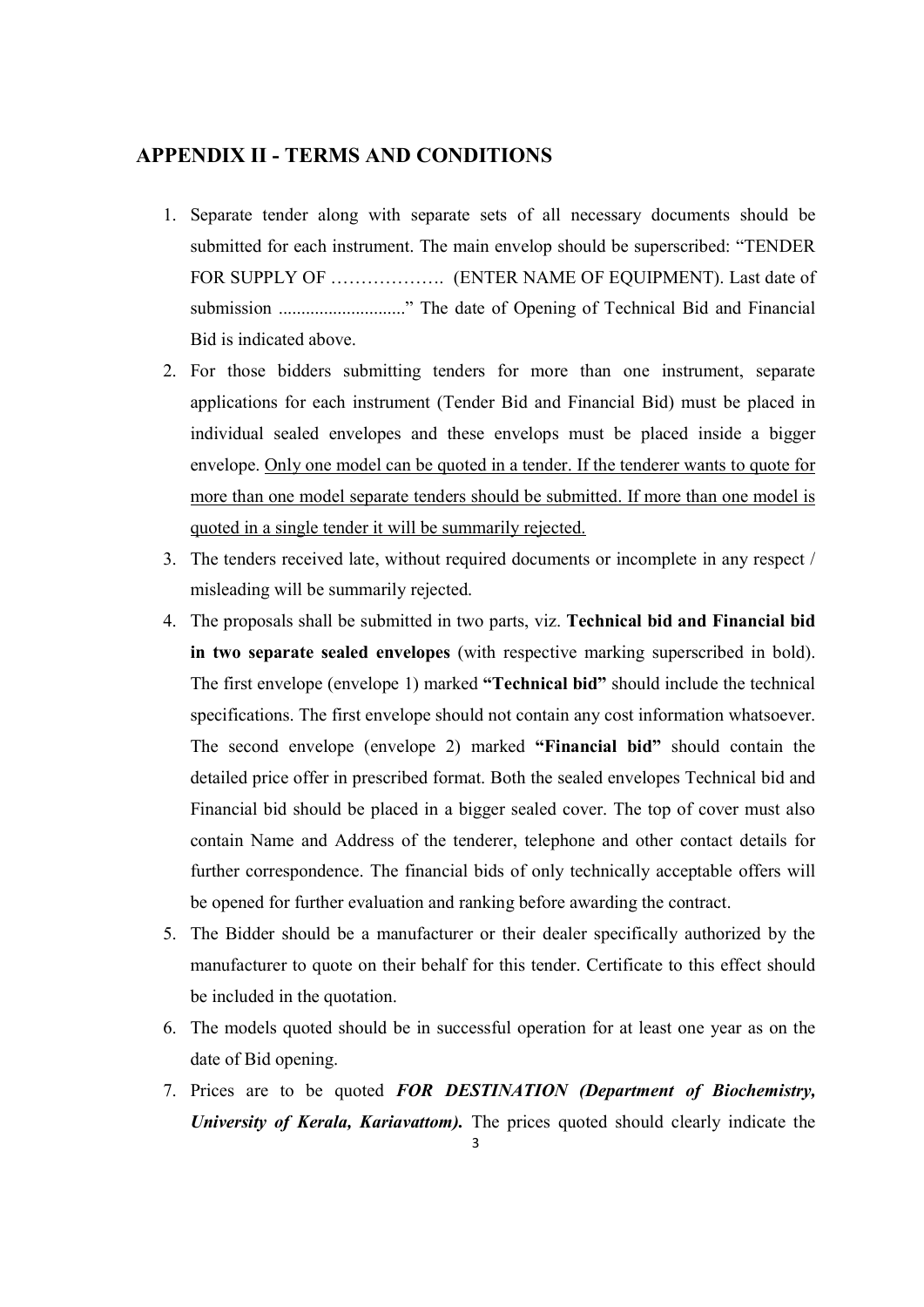## APPENDIX II - TERMS AND CONDITIONS

1. Separate tender along with separate sets of all necessary documents should be submitted for each instrument. The main envelop should be superscribed: "TENDER FOR SUPPLY OF ………………. (ENTER NAME OF EQUIPMENT). Last date of submission ............................" The date of Opening of Technical Bid and Financial Bid is indicated above.
2. For those bidders submitting tenders for more than one instrument, separate applications for each instrument (Tender Bid and Financial Bid) must be placed in individual sealed envelopes and these envelops must be placed inside a bigger envelope. <u>Only one model can be quoted in a tender. If the tenderer wants to quote for more than one model separate tenders should be submitted. If more than one model is quoted in a single tender it will be summarily rejected.</u>
3. The tenders received late, without required documents or incomplete in any respect / misleading will be summarily rejected.
4. The proposals shall be submitted in two parts, viz. **Technical bid and Financial bid in two separate sealed envelopes** (with respective marking superscribed in bold). The first envelope (envelope 1) marked **"Technical bid"** should include the technical specifications. The first envelope should not contain any cost information whatsoever. The second envelope (envelope 2) marked **"Financial bid"** should contain the detailed price offer in prescribed format. Both the sealed envelopes Technical bid and Financial bid should be placed in a bigger sealed cover. The top of cover must also contain Name and Address of the tenderer, telephone and other contact details for further correspondence. The financial bids of only technically acceptable offers will be opened for further evaluation and ranking before awarding the contract.
5. The Bidder should be a manufacturer or their dealer specifically authorized by the manufacturer to quote on their behalf for this tender. Certificate to this effect should be included in the quotation.
6. The models quoted should be in successful operation for at least one year as on the date of Bid opening.
7. Prices are to be quoted ***FOR DESTINATION (Department of Biochemistry, University of Kerala, Kariavattom).*** The prices quoted should clearly indicate the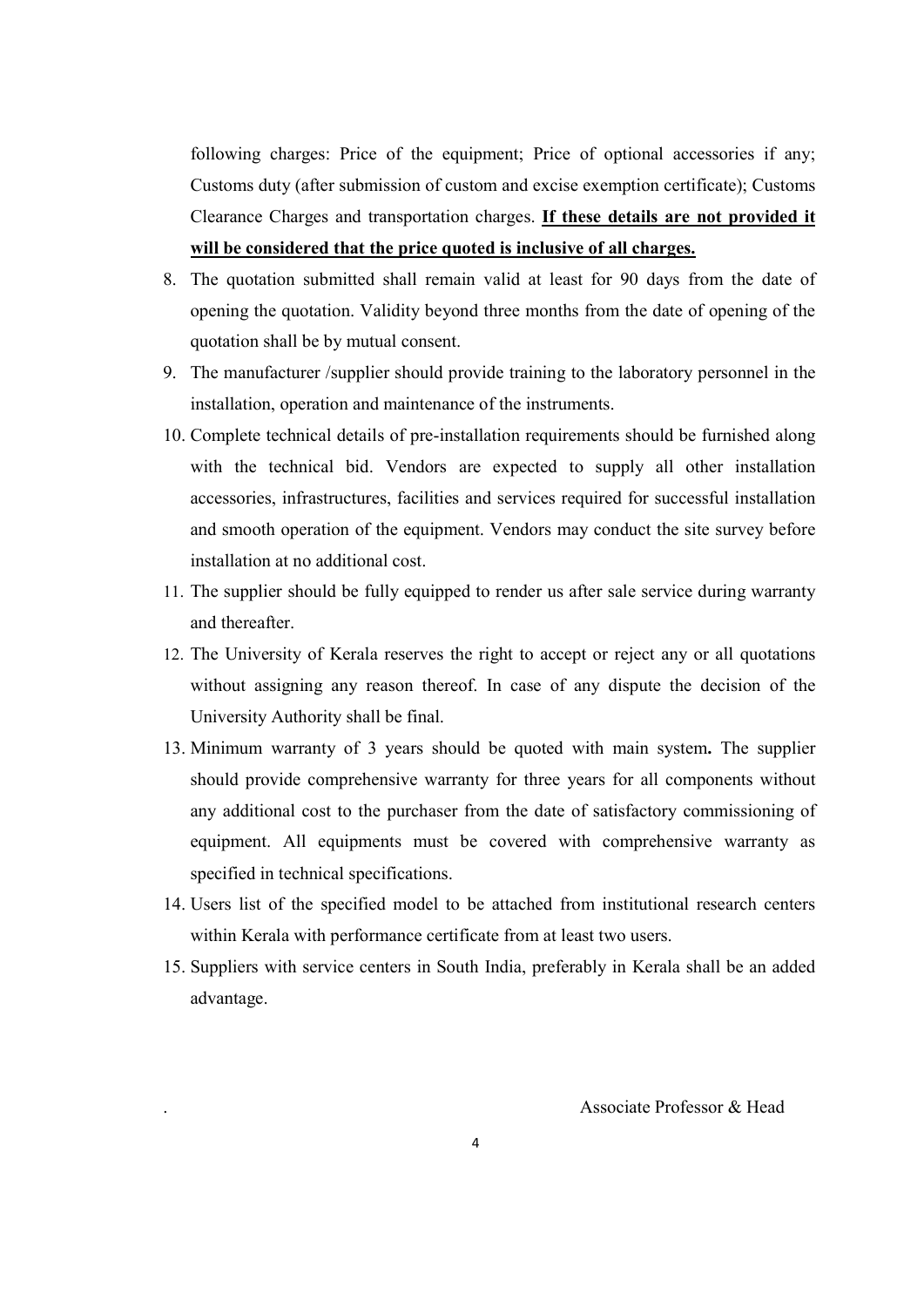following charges: Price of the equipment; Price of optional accessories if any; Customs duty (after submission of custom and excise exemption certificate); Customs Clearance Charges and transportation charges. **<u>If these details are not provided it will be considered that the price quoted is inclusive of all charges.</u>**

8. The quotation submitted shall remain valid at least for 90 days from the date of opening the quotation. Validity beyond three months from the date of opening of the quotation shall be by mutual consent.
9. The manufacturer /supplier should provide training to the laboratory personnel in the installation, operation and maintenance of the instruments.
10. Complete technical details of pre-installation requirements should be furnished along with the technical bid. Vendors are expected to supply all other installation accessories, infrastructures, facilities and services required for successful installation and smooth operation of the equipment. Vendors may conduct the site survey before installation at no additional cost.
11. The supplier should be fully equipped to render us after sale service during warranty and thereafter.
12. The University of Kerala reserves the right to accept or reject any or all quotations without assigning any reason thereof. In case of any dispute the decision of the University Authority shall be final.
13. Minimum warranty of 3 years should be quoted with main system**.** The supplier should provide comprehensive warranty for three years for all components without any additional cost to the purchaser from the date of satisfactory commissioning of equipment. All equipments must be covered with comprehensive warranty as specified in technical specifications.
14. Users list of the specified model to be attached from institutional research centers within Kerala with performance certificate from at least two users.
15. Suppliers with service centers in South India, preferably in Kerala shall be an added advantage.

. Associate Professor & Head